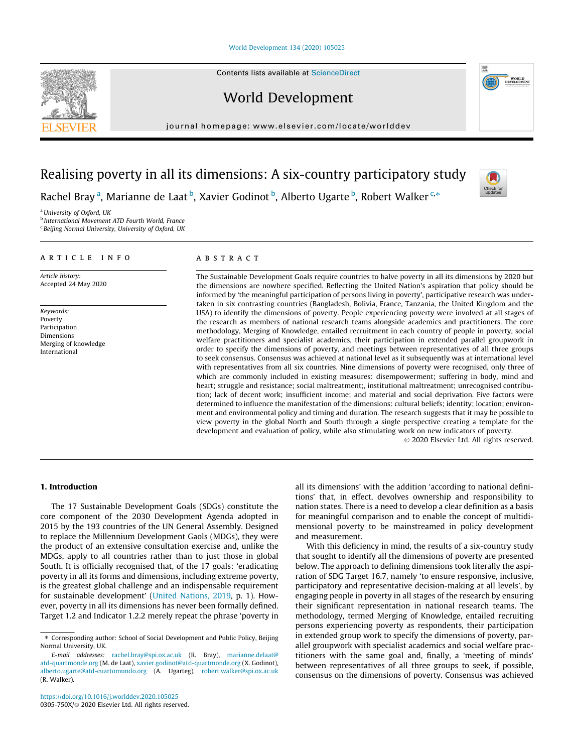# Realising poverty in all its dimensions: A six-country participatory study

Rachel Bray [a], Marianne de Laat [b], Xavier Godinot [b], Alberto Ugarte [b], Robert Walker [c,*]

[a] University of Oxford, UK
[b] International Movement ATD Fourth World, France
[c] Beijing Normal University, University of Oxford, UK

## ARTICLE INFO

*Article history:*
Accepted 24 May 2020

*Keywords:*
Poverty
Participation
Dimensions
Merging of knowledge
International

## ABSTRACT

The Sustainable Development Goals require countries to halve poverty in all its dimensions by 2020 but the dimensions are nowhere specified. Reflecting the United Nation's aspiration that policy should be informed by 'the meaningful participation of persons living in poverty', participative research was undertaken in six contrasting countries (Bangladesh, Bolivia, France, Tanzania, the United Kingdom and the USA) to identify the dimensions of poverty. People experiencing poverty were involved at all stages of the research as members of national research teams alongside academics and practitioners. The core methodology, Merging of Knowledge, entailed recruitment in each country of people in poverty, social welfare practitioners and specialist academics, their participation in extended parallel groupwork in order to specify the dimensions of poverty, and meetings between representatives of all three groups to seek consensus. Consensus was achieved at national level as it subsequently was at international level with representatives from all six countries. Nine dimensions of poverty were recognised, only three of which are commonly included in existing measures: disempowerment; suffering in body, mind and heart; struggle and resistance; social maltreatment;, institutional maltreatment; unrecognised contribution; lack of decent work; insufficient income; and material and social deprivation. Five factors were determined to influence the manifestation of the dimensions: cultural beliefs; identity; location; environment and environmental policy and timing and duration. The research suggests that it may be possible to view poverty in the global North and South through a single perspective creating a template for the development and evaluation of policy, while also stimulating work on new indicators of poverty.

© 2020 Elsevier Ltd. All rights reserved.

## 1. Introduction

The 17 Sustainable Development Goals (SDGs) constitute the core component of the 2030 Development Agenda adopted in 2015 by the 193 countries of the UN General Assembly. Designed to replace the Millennium Development Gaols (MDGs), they were the product of an extensive consultation exercise and, unlike the MDGs, apply to all countries rather than to just those in global South. It is officially recognised that, of the 17 goals: 'eradicating poverty in all its forms and dimensions, including extreme poverty, is the greatest global challenge and an indispensable requirement for sustainable development' (United Nations, 2019, p. 1). However, poverty in all its dimensions has never been formally defined. Target 1.2 and Indicator 1.2.2 merely repeat the phrase 'poverty in all its dimensions' with the addition 'according to national definitions' that, in effect, devolves ownership and responsibility to nation states. There is a need to develop a clear definition as a basis for meaningful comparison and to enable the concept of multidimensional poverty to be mainstreamed in policy development and measurement.

With this deficiency in mind, the results of a six-country study that sought to identify all the dimensions of poverty are presented below. The approach to defining dimensions took literally the aspiration of SDG Target 16.7, namely 'to ensure responsive, inclusive, participatory and representative decision-making at all levels', by engaging people in poverty in all stages of the research by ensuring their significant representation in national research teams. The methodology, termed Merging of Knowledge, entailed recruiting persons experiencing poverty as respondents, their participation in extended group work to specify the dimensions of poverty, parallel groupwork with specialist academics and social welfare practitioners with the same goal and, finally, a 'meeting of minds' between representatives of all three groups to seek, if possible, consensus on the dimensions of poverty. Consensus was achieved

---

* Corresponding author: School of Social Development and Public Policy, Beijing Normal University, UK.

*E-mail addresses:* rachel.bray@spi.ox.ac.uk (R. Bray), marianne.delaat@atd-quartmonde.org (M. de Laat), xavier.godinot@atd-quartmonde.org (X. Godinot), alberto.ugarte@atd-cuartomundo.org (A. Ugarteg), robert.walker@spi.ox.ac.uk (R. Walker).

https://doi.org/10.1016/j.worlddev.2020.105025
0305-750X/© 2020 Elsevier Ltd. All rights reserved.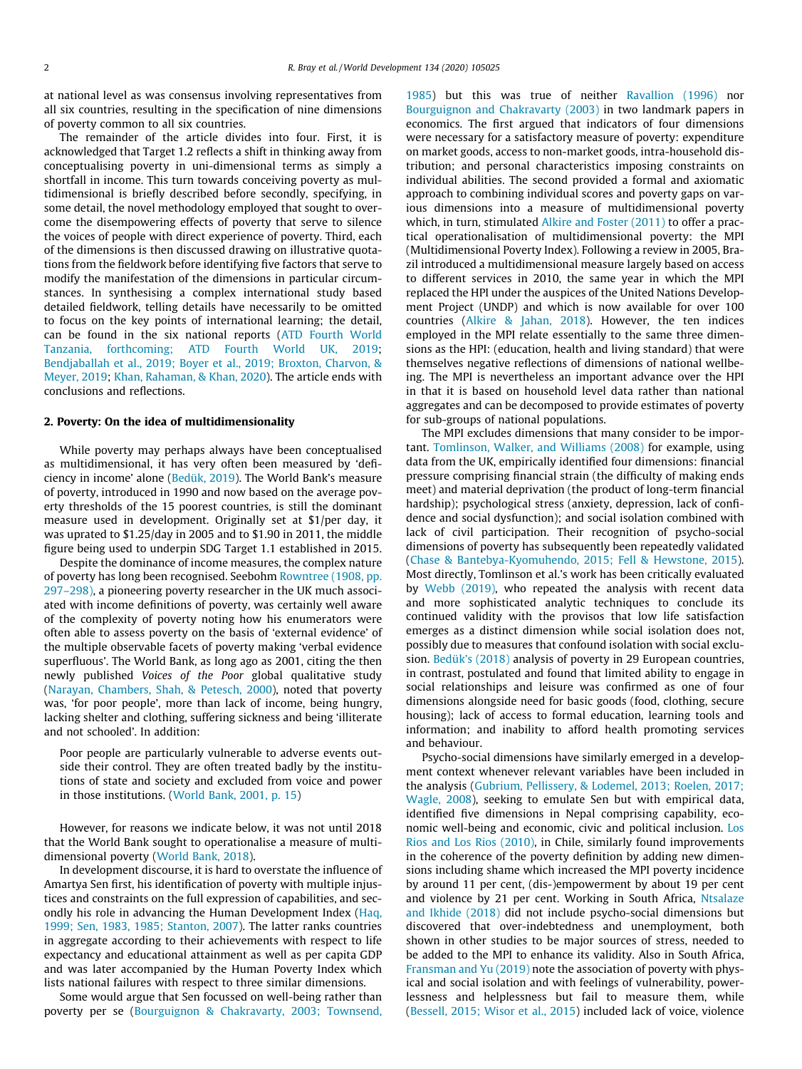at national level as was consensus involving representatives from all six countries, resulting in the specification of nine dimensions of poverty common to all six countries.

The remainder of the article divides into four. First, it is acknowledged that Target 1.2 reflects a shift in thinking away from conceptualising poverty in uni-dimensional terms as simply a shortfall in income. This turn towards conceiving poverty as multidimensional is briefly described before secondly, specifying, in some detail, the novel methodology employed that sought to overcome the disempowering effects of poverty that serve to silence the voices of people with direct experience of poverty. Third, each of the dimensions is then discussed drawing on illustrative quotations from the fieldwork before identifying five factors that serve to modify the manifestation of the dimensions in particular circumstances. In synthesising a complex international study based detailed fieldwork, telling details have necessarily to be omitted to focus on the key points of international learning; the detail, can be found in the six national reports (ATD Fourth World Tanzania, forthcoming; ATD Fourth World UK, 2019; Bendjaballah et al., 2019; Boyer et al., 2019; Broxton, Charvon, & Meyer, 2019; Khan, Rahaman, & Khan, 2020). The article ends with conclusions and reflections.

## 2. Poverty: On the idea of multidimensionality

While poverty may perhaps always have been conceptualised as multidimensional, it has very often been measured by 'deficiency in income' alone (Bedük, 2019). The World Bank's measure of poverty, introduced in 1990 and now based on the average poverty thresholds of the 15 poorest countries, is still the dominant measure used in development. Originally set at $1/per day, it was uprated to $1.25/day in 2005 and to $1.90 in 2011, the middle figure being used to underpin SDG Target 1.1 established in 2015.

Despite the dominance of income measures, the complex nature of poverty has long been recognised. Seebohm Rowntree (1908, pp. 297–298), a pioneering poverty researcher in the UK much associated with income definitions of poverty, was certainly well aware of the complexity of poverty noting how his enumerators were often able to assess poverty on the basis of 'external evidence' of the multiple observable facets of poverty making 'verbal evidence superfluous'. The World Bank, as long ago as 2001, citing the then newly published *Voices of the Poor* global qualitative study (Narayan, Chambers, Shah, & Petesch, 2000), noted that poverty was, 'for poor people', more than lack of income, being hungry, lacking shelter and clothing, suffering sickness and being 'illiterate and not schooled'. In addition:

> Poor people are particularly vulnerable to adverse events outside their control. They are often treated badly by the institutions of state and society and excluded from voice and power in those institutions. (World Bank, 2001, p. 15)

However, for reasons we indicate below, it was not until 2018 that the World Bank sought to operationalise a measure of multidimensional poverty (World Bank, 2018).

In development discourse, it is hard to overstate the influence of Amartya Sen first, his identification of poverty with multiple injustices and constraints on the full expression of capabilities, and secondly his role in advancing the Human Development Index (Haq, 1999; Sen, 1983, 1985; Stanton, 2007). The latter ranks countries in aggregate according to their achievements with respect to life expectancy and educational attainment as well as per capita GDP and was later accompanied by the Human Poverty Index which lists national failures with respect to three similar dimensions.

Some would argue that Sen focussed on well-being rather than poverty per se (Bourguignon & Chakravarty, 2003; Townsend, 1985) but this was true of neither Ravallion (1996) nor Bourguignon and Chakravarty (2003) in two landmark papers in economics. The first argued that indicators of four dimensions were necessary for a satisfactory measure of poverty: expenditure on market goods, access to non-market goods, intra-household distribution; and personal characteristics imposing constraints on individual abilities. The second provided a formal and axiomatic approach to combining individual scores and poverty gaps on various dimensions into a measure of multidimensional poverty which, in turn, stimulated Alkire and Foster (2011) to offer a practical operationalisation of multidimensional poverty: the MPI (Multidimensional Poverty Index). Following a review in 2005, Brazil introduced a multidimensional measure largely based on access to different services in 2010, the same year in which the MPI replaced the HPI under the auspices of the United Nations Development Project (UNDP) and which is now available for over 100 countries (Alkire & Jahan, 2018). However, the ten indices employed in the MPI relate essentially to the same three dimensions as the HPI: (education, health and living standard) that were themselves negative reflections of dimensions of national wellbeing. The MPI is nevertheless an important advance over the HPI in that it is based on household level data rather than national aggregates and can be decomposed to provide estimates of poverty for sub-groups of national populations.

The MPI excludes dimensions that many consider to be important. Tomlinson, Walker, and Williams (2008) for example, using data from the UK, empirically identified four dimensions: financial pressure comprising financial strain (the difficulty of making ends meet) and material deprivation (the product of long-term financial hardship); psychological stress (anxiety, depression, lack of confidence and social dysfunction); and social isolation combined with lack of civil participation. Their recognition of psycho-social dimensions of poverty has subsequently been repeatedly validated (Chase & Bantebya-Kyomuhendo, 2015; Fell & Hewstone, 2015). Most directly, Tomlinson et al.'s work has been critically evaluated by Webb (2019), who repeated the analysis with recent data and more sophisticated analytic techniques to conclude its continued validity with the provisos that low life satisfaction emerges as a distinct dimension while social isolation does not, possibly due to measures that confound isolation with social exclusion. Bedük's (2018) analysis of poverty in 29 European countries, in contrast, postulated and found that limited ability to engage in social relationships and leisure was confirmed as one of four dimensions alongside need for basic goods (food, clothing, secure housing); lack of access to formal education, learning tools and information; and inability to afford health promoting services and behaviour.

Psycho-social dimensions have similarly emerged in a development context whenever relevant variables have been included in the analysis (Gubrium, Pellissery, & Lodemel, 2013; Roelen, 2017; Wagle, 2008), seeking to emulate Sen but with empirical data, identified five dimensions in Nepal comprising capability, economic well-being and economic, civic and political inclusion. Los Rios and Los Rios (2010), in Chile, similarly found improvements in the coherence of the poverty definition by adding new dimensions including shame which increased the MPI poverty incidence by around 11 per cent, (dis-)empowerment by about 19 per cent and violence by 21 per cent. Working in South Africa, Ntsalaze and Ikhide (2018) did not include psycho-social dimensions but discovered that over-indebtedness and unemployment, both shown in other studies to be major sources of stress, needed to be added to the MPI to enhance its validity. Also in South Africa, Fransman and Yu (2019) note the association of poverty with physical and social isolation and with feelings of vulnerability, powerlessness and helplessness but fail to measure them, while (Bessell, 2015; Wisor et al., 2015) included lack of voice, violence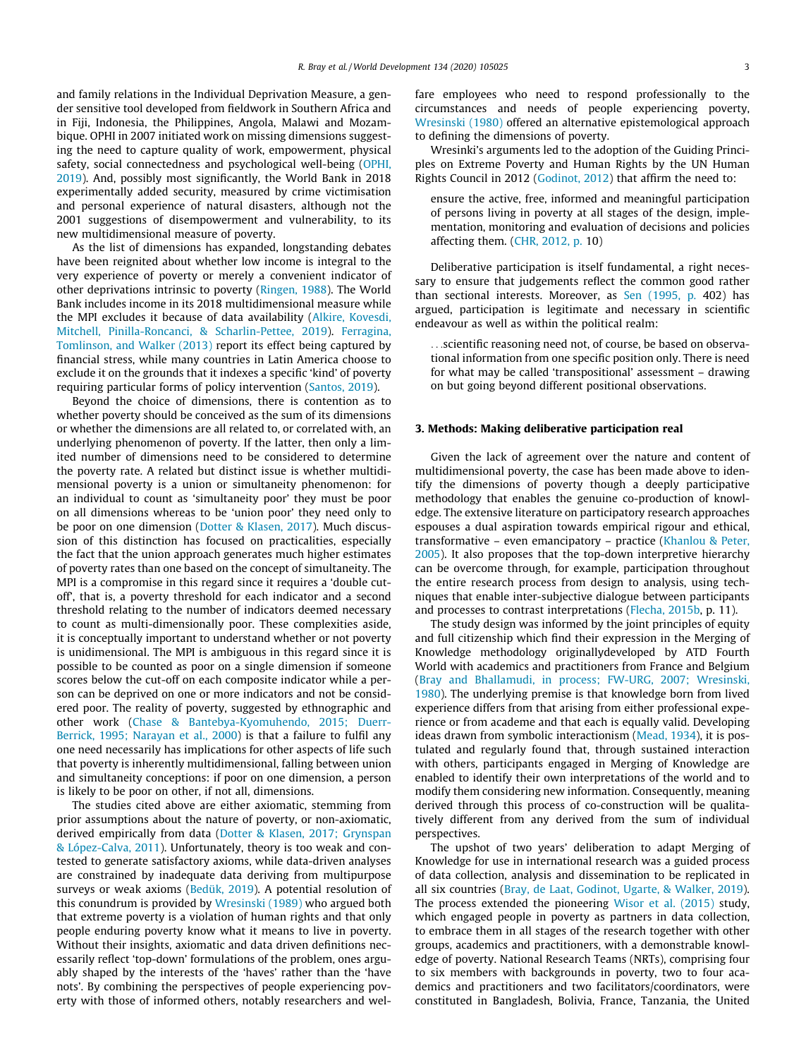and family relations in the Individual Deprivation Measure, a gender sensitive tool developed from fieldwork in Southern Africa and in Fiji, Indonesia, the Philippines, Angola, Malawi and Mozambique. OPHI in 2007 initiated work on missing dimensions suggesting the need to capture quality of work, empowerment, physical safety, social connectedness and psychological well-being (OPHI, 2019). And, possibly most significantly, the World Bank in 2018 experimentally added security, measured by crime victimisation and personal experience of natural disasters, although not the 2001 suggestions of disempowerment and vulnerability, to its new multidimensional measure of poverty.

As the list of dimensions has expanded, longstanding debates have been reignited about whether low income is integral to the very experience of poverty or merely a convenient indicator of other deprivations intrinsic to poverty (Ringen, 1988). The World Bank includes income in its 2018 multidimensional measure while the MPI excludes it because of data availability (Alkire, Kovesdi, Mitchell, Pinilla-Roncanci, & Scharlin-Pettee, 2019). Ferragina, Tomlinson, and Walker (2013) report its effect being captured by financial stress, while many countries in Latin America choose to exclude it on the grounds that it indexes a specific 'kind' of poverty requiring particular forms of policy intervention (Santos, 2019).

Beyond the choice of dimensions, there is contention as to whether poverty should be conceived as the sum of its dimensions or whether the dimensions are all related to, or correlated with, an underlying phenomenon of poverty. If the latter, then only a limited number of dimensions need to be considered to determine the poverty rate. A related but distinct issue is whether multidimensional poverty is a union or simultaneity phenomenon: for an individual to count as 'simultaneity poor' they must be poor on all dimensions whereas to be 'union poor' they need only to be poor on one dimension (Dotter & Klasen, 2017). Much discussion of this distinction has focused on practicalities, especially the fact that the union approach generates much higher estimates of poverty rates than one based on the concept of simultaneity. The MPI is a compromise in this regard since it requires a 'double cutoff', that is, a poverty threshold for each indicator and a second threshold relating to the number of indicators deemed necessary to count as multi-dimensionally poor. These complexities aside, it is conceptually important to understand whether or not poverty is unidimensional. The MPI is ambiguous in this regard since it is possible to be counted as poor on a single dimension if someone scores below the cut-off on each composite indicator while a person can be deprived on one or more indicators and not be considered poor. The reality of poverty, suggested by ethnographic and other work (Chase & Bantebya-Kyomuhendo, 2015; Duerr-Berrick, 1995; Narayan et al., 2000) is that a failure to fulfil any one need necessarily has implications for other aspects of life such that poverty is inherently multidimensional, falling between union and simultaneity conceptions: if poor on one dimension, a person is likely to be poor on other, if not all, dimensions.

The studies cited above are either axiomatic, stemming from prior assumptions about the nature of poverty, or non-axiomatic, derived empirically from data (Dotter & Klasen, 2017; Grynspan & López-Calva, 2011). Unfortunately, theory is too weak and contested to generate satisfactory axioms, while data-driven analyses are constrained by inadequate data deriving from multipurpose surveys or weak axioms (Bedük, 2019). A potential resolution of this conundrum is provided by Wresinski (1989) who argued both that extreme poverty is a violation of human rights and that only people enduring poverty know what it means to live in poverty. Without their insights, axiomatic and data driven definitions necessarily reflect 'top-down' formulations of the problem, ones arguably shaped by the interests of the 'haves' rather than the 'have nots'. By combining the perspectives of people experiencing poverty with those of informed others, notably researchers and welfare employees who need to respond professionally to the circumstances and needs of people experiencing poverty, Wresinski (1980) offered an alternative epistemological approach to defining the dimensions of poverty.

Wresinki's arguments led to the adoption of the Guiding Principles on Extreme Poverty and Human Rights by the UN Human Rights Council in 2012 (Godinot, 2012) that affirm the need to:

> ensure the active, free, informed and meaningful participation of persons living in poverty at all stages of the design, implementation, monitoring and evaluation of decisions and policies affecting them. (CHR, 2012, p. 10)

Deliberative participation is itself fundamental, a right necessary to ensure that judgements reflect the common good rather than sectional interests. Moreover, as Sen (1995, p. 402) has argued, participation is legitimate and necessary in scientific endeavour as well as within the political realm:

> ...scientific reasoning need not, of course, be based on observational information from one specific position only. There is need for what may be called 'transpositional' assessment – drawing on but going beyond different positional observations.

## 3. Methods: Making deliberative participation real

Given the lack of agreement over the nature and content of multidimensional poverty, the case has been made above to identify the dimensions of poverty though a deeply participative methodology that enables the genuine co-production of knowledge. The extensive literature on participatory research approaches espouses a dual aspiration towards empirical rigour and ethical, transformative – even emancipatory – practice (Khanlou & Peter, 2005). It also proposes that the top-down interpretive hierarchy can be overcome through, for example, participation throughout the entire research process from design to analysis, using techniques that enable inter-subjective dialogue between participants and processes to contrast interpretations (Flecha, 2015b, p. 11).

The study design was informed by the joint principles of equity and full citizenship which find their expression in the Merging of Knowledge methodology originallydeveloped by ATD Fourth World with academics and practitioners from France and Belgium (Bray and Bhallamudi, in process; FW-URG, 2007; Wresinski, 1980). The underlying premise is that knowledge born from lived experience differs from that arising from either professional experience or from academe and that each is equally valid. Developing ideas drawn from symbolic interactionism (Mead, 1934), it is postulated and regularly found that, through sustained interaction with others, participants engaged in Merging of Knowledge are enabled to identify their own interpretations of the world and to modify them considering new information. Consequently, meaning derived through this process of co-construction will be qualitatively different from any derived from the sum of individual perspectives.

The upshot of two years' deliberation to adapt Merging of Knowledge for use in international research was a guided process of data collection, analysis and dissemination to be replicated in all six countries (Bray, de Laat, Godinot, Ugarte, & Walker, 2019). The process extended the pioneering Wisor et al. (2015) study, which engaged people in poverty as partners in data collection, to embrace them in all stages of the research together with other groups, academics and practitioners, with a demonstrable knowledge of poverty. National Research Teams (NRTs), comprising four to six members with backgrounds in poverty, two to four academics and practitioners and two facilitators/coordinators, were constituted in Bangladesh, Bolivia, France, Tanzania, the United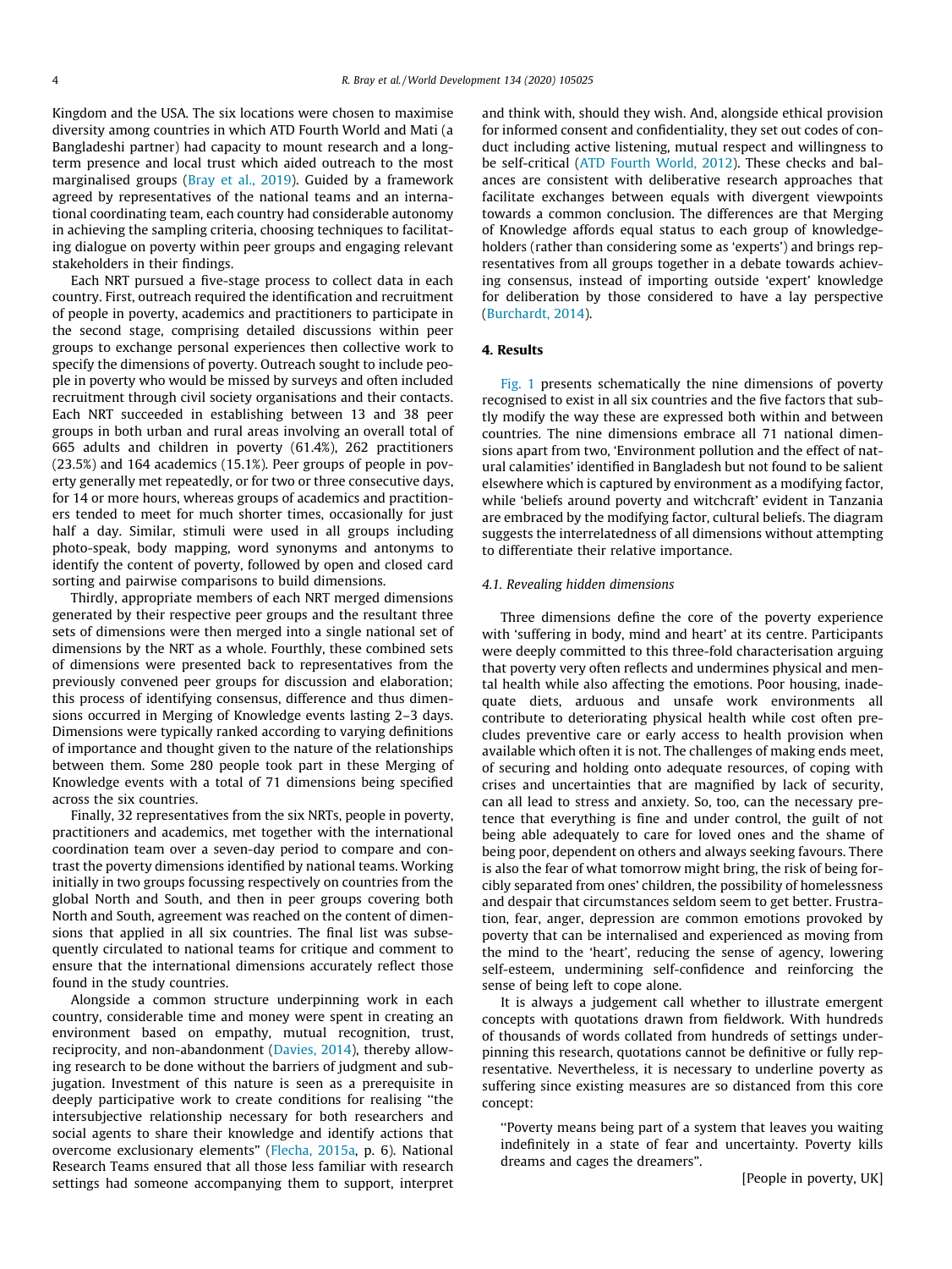Kingdom and the USA. The six locations were chosen to maximise diversity among countries in which ATD Fourth World and Mati (a Bangladeshi partner) had capacity to mount research and a long-term presence and local trust which aided outreach to the most marginalised groups (Bray et al., 2019). Guided by a framework agreed by representatives of the national teams and an international coordinating team, each country had considerable autonomy in achieving the sampling criteria, choosing techniques to facilitating dialogue on poverty within peer groups and engaging relevant stakeholders in their findings.

Each NRT pursued a five-stage process to collect data in each country. First, outreach required the identification and recruitment of people in poverty, academics and practitioners to participate in the second stage, comprising detailed discussions within peer groups to exchange personal experiences then collective work to specify the dimensions of poverty. Outreach sought to include people in poverty who would be missed by surveys and often included recruitment through civil society organisations and their contacts. Each NRT succeeded in establishing between 13 and 38 peer groups in both urban and rural areas involving an overall total of 665 adults and children in poverty (61.4%), 262 practitioners (23.5%) and 164 academics (15.1%). Peer groups of people in poverty generally met repeatedly, or for two or three consecutive days, for 14 or more hours, whereas groups of academics and practitioners tended to meet for much shorter times, occasionally for just half a day. Similar, stimuli were used in all groups including photo-speak, body mapping, word synonyms and antonyms to identify the content of poverty, followed by open and closed card sorting and pairwise comparisons to build dimensions.

Thirdly, appropriate members of each NRT merged dimensions generated by their respective peer groups and the resultant three sets of dimensions were then merged into a single national set of dimensions by the NRT as a whole. Fourthly, these combined sets of dimensions were presented back to representatives from the previously convened peer groups for discussion and elaboration; this process of identifying consensus, difference and thus dimensions occurred in Merging of Knowledge events lasting 2–3 days. Dimensions were typically ranked according to varying definitions of importance and thought given to the nature of the relationships between them. Some 280 people took part in these Merging of Knowledge events with a total of 71 dimensions being specified across the six countries.

Finally, 32 representatives from the six NRTs, people in poverty, practitioners and academics, met together with the international coordination team over a seven-day period to compare and contrast the poverty dimensions identified by national teams. Working initially in two groups focussing respectively on countries from the global North and South, and then in peer groups covering both North and South, agreement was reached on the content of dimensions that applied in all six countries. The final list was subsequently circulated to national teams for critique and comment to ensure that the international dimensions accurately reflect those found in the study countries.

Alongside a common structure underpinning work in each country, considerable time and money were spent in creating an environment based on empathy, mutual recognition, trust, reciprocity, and non-abandonment (Davies, 2014), thereby allowing research to be done without the barriers of judgment and subjugation. Investment of this nature is seen as a prerequisite in deeply participative work to create conditions for realising "the intersubjective relationship necessary for both researchers and social agents to share their knowledge and identify actions that overcome exclusionary elements" (Flecha, 2015a, p. 6). National Research Teams ensured that all those less familiar with research settings had someone accompanying them to support, interpret and think with, should they wish. And, alongside ethical provision for informed consent and confidentiality, they set out codes of conduct including active listening, mutual respect and willingness to be self-critical (ATD Fourth World, 2012). These checks and balances are consistent with deliberative research approaches that facilitate exchanges between equals with divergent viewpoints towards a common conclusion. The differences are that Merging of Knowledge affords equal status to each group of knowledge-holders (rather than considering some as 'experts') and brings representatives from all groups together in a debate towards achieving consensus, instead of importing outside 'expert' knowledge for deliberation by those considered to have a lay perspective (Burchardt, 2014).

## 4. Results

Fig. 1 presents schematically the nine dimensions of poverty recognised to exist in all six countries and the five factors that subtly modify the way these are expressed both within and between countries. The nine dimensions embrace all 71 national dimensions apart from two, 'Environment pollution and the effect of natural calamities' identified in Bangladesh but not found to be salient elsewhere which is captured by environment as a modifying factor, while 'beliefs around poverty and witchcraft' evident in Tanzania are embraced by the modifying factor, cultural beliefs. The diagram suggests the interrelatedness of all dimensions without attempting to differentiate their relative importance.

### 4.1. Revealing hidden dimensions

Three dimensions define the core of the poverty experience with 'suffering in body, mind and heart' at its centre. Participants were deeply committed to this three-fold characterisation arguing that poverty very often reflects and undermines physical and mental health while also affecting the emotions. Poor housing, inadequate diets, arduous and unsafe work environments all contribute to deteriorating physical health while cost often precludes preventive care or early access to health provision when available which often it is not. The challenges of making ends meet, of securing and holding onto adequate resources, of coping with crises and uncertainties that are magnified by lack of security, can all lead to stress and anxiety. So, too, can the necessary pretence that everything is fine and under control, the guilt of not being able adequately to care for loved ones and the shame of being poor, dependent on others and always seeking favours. There is also the fear of what tomorrow might bring, the risk of being forcibly separated from ones' children, the possibility of homelessness and despair that circumstances seldom seem to get better. Frustration, fear, anger, depression are common emotions provoked by poverty that can be internalised and experienced as moving from the mind to the 'heart', reducing the sense of agency, lowering self-esteem, undermining self-confidence and reinforcing the sense of being left to cope alone.

It is always a judgement call whether to illustrate emergent concepts with quotations drawn from fieldwork. With hundreds of thousands of words collated from hundreds of settings underpinning this research, quotations cannot be definitive or fully representative. Nevertheless, it is necessary to underline poverty as suffering since existing measures are so distanced from this core concept:

> "Poverty means being part of a system that leaves you waiting indefinitely in a state of fear and uncertainty. Poverty kills dreams and cages the dreamers".
>
> [People in poverty, UK]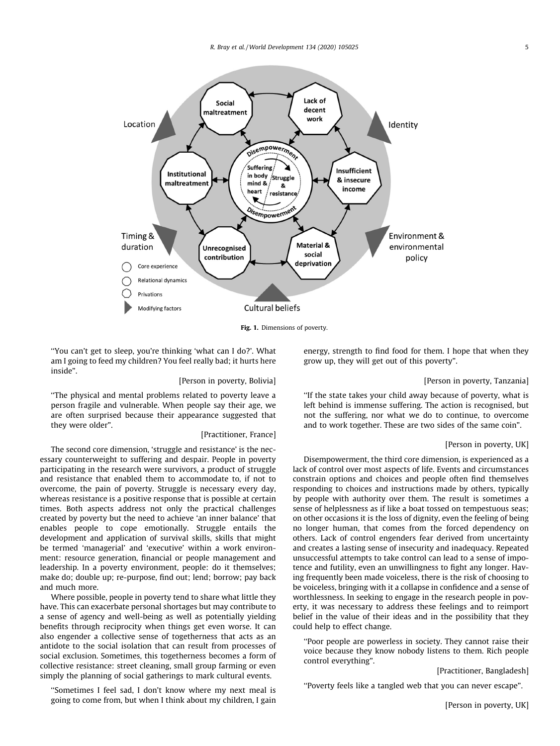Fig. 1. Dimensions of poverty.

"You can't get to sleep, you're thinking 'what can I do?'. What am I going to feed my children? You feel really bad; it hurts here inside".

[Person in poverty, Bolivia]

"The physical and mental problems related to poverty leave a person fragile and vulnerable. When people say their age, we are often surprised because their appearance suggested that they were older".

[Practitioner, France]

The second core dimension, 'struggle and resistance' is the necessary counterweight to suffering and despair. People in poverty participating in the research were survivors, a product of struggle and resistance that enabled them to accommodate to, if not to overcome, the pain of poverty. Struggle is necessary every day, whereas resistance is a positive response that is possible at certain times. Both aspects address not only the practical challenges created by poverty but the need to achieve 'an inner balance' that enables people to cope emotionally. Struggle entails the development and application of survival skills, skills that might be termed 'managerial' and 'executive' within a work environment: resource generation, financial or people management and leadership. In a poverty environment, people: do it themselves; make do; double up; re-purpose, find out; lend; borrow; pay back and much more.

Where possible, people in poverty tend to share what little they have. This can exacerbate personal shortages but may contribute to a sense of agency and well-being as well as potentially yielding benefits through reciprocity when things get even worse. It can also engender a collective sense of togetherness that acts as an antidote to the social isolation that can result from processes of social exclusion. Sometimes, this togetherness becomes a form of collective resistance: street cleaning, small group farming or even simply the planning of social gatherings to mark cultural events.

"Sometimes I feel sad, I don't know where my next meal is going to come from, but when I think about my children, I gain energy, strength to find food for them. I hope that when they grow up, they will get out of this poverty".

[Person in poverty, Tanzania]

"If the state takes your child away because of poverty, what is left behind is immense suffering. The action is recognised, but not the suffering, nor what we do to continue, to overcome and to work together. These are two sides of the same coin".

[Person in poverty, UK]

Disempowerment, the third core dimension, is experienced as a lack of control over most aspects of life. Events and circumstances constrain options and choices and people often find themselves responding to choices and instructions made by others, typically by people with authority over them. The result is sometimes a sense of helplessness as if like a boat tossed on tempestuous seas; on other occasions it is the loss of dignity, even the feeling of being no longer human, that comes from the forced dependency on others. Lack of control engenders fear derived from uncertainty and creates a lasting sense of insecurity and inadequacy. Repeated unsuccessful attempts to take control can lead to a sense of impotence and futility, even an unwillingness to fight any longer. Having frequently been made voiceless, there is the risk of choosing to be voiceless, bringing with it a collapse in confidence and a sense of worthlessness. In seeking to engage in the research people in poverty, it was necessary to address these feelings and to reimport belief in the value of their ideas and in the possibility that they could help to effect change.

"Poor people are powerless in society. They cannot raise their voice because they know nobody listens to them. Rich people control everything".

[Practitioner, Bangladesh]

"Poverty feels like a tangled web that you can never escape".

[Person in poverty, UK]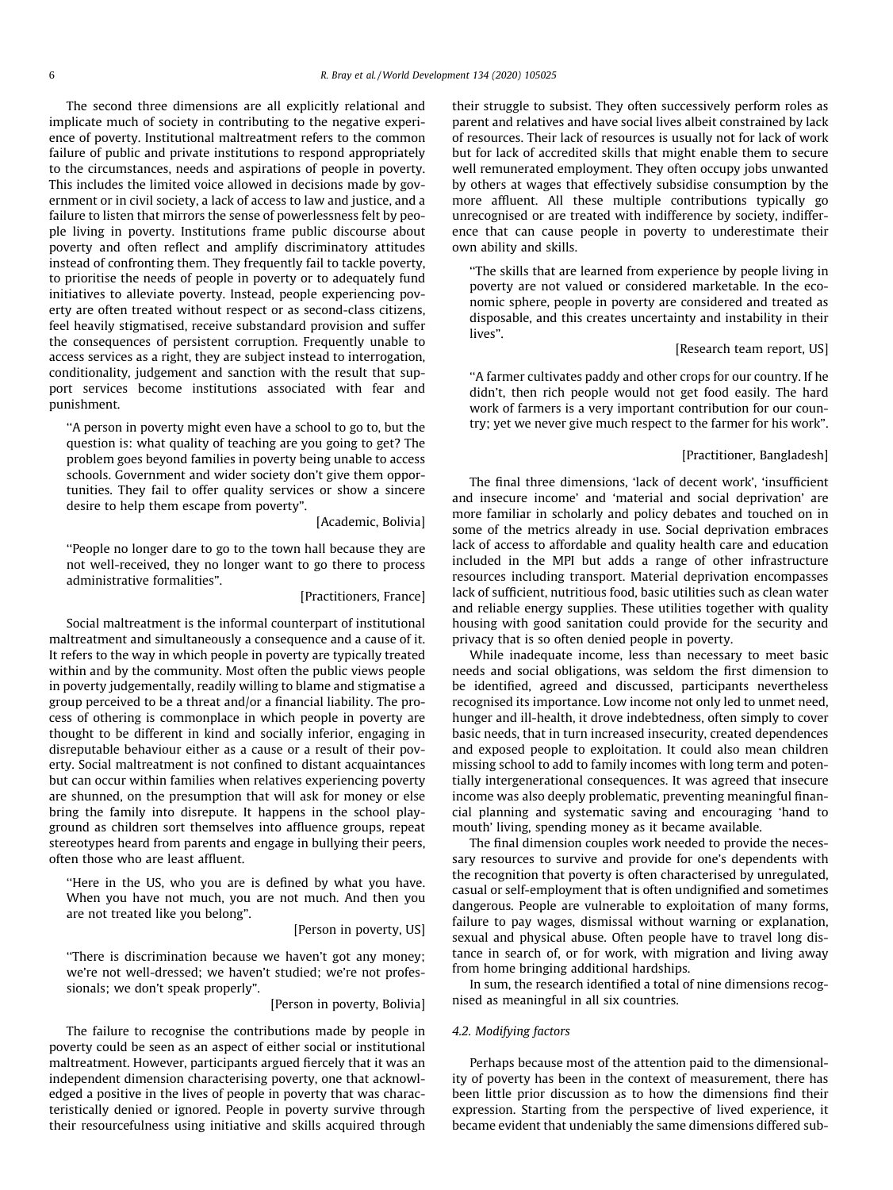The second three dimensions are all explicitly relational and implicate much of society in contributing to the negative experience of poverty. Institutional maltreatment refers to the common failure of public and private institutions to respond appropriately to the circumstances, needs and aspirations of people in poverty. This includes the limited voice allowed in decisions made by government or in civil society, a lack of access to law and justice, and a failure to listen that mirrors the sense of powerlessness felt by people living in poverty. Institutions frame public discourse about poverty and often reflect and amplify discriminatory attitudes instead of confronting them. They frequently fail to tackle poverty, to prioritise the needs of people in poverty or to adequately fund initiatives to alleviate poverty. Instead, people experiencing poverty are often treated without respect or as second-class citizens, feel heavily stigmatised, receive substandard provision and suffer the consequences of persistent corruption. Frequently unable to access services as a right, they are subject instead to interrogation, conditionality, judgement and sanction with the result that support services become institutions associated with fear and punishment.

> "A person in poverty might even have a school to go to, but the question is: what quality of teaching are you going to get? The problem goes beyond families in poverty being unable to access schools. Government and wider society don't give them opportunities. They fail to offer quality services or show a sincere desire to help them escape from poverty".
>
> [Academic, Bolivia]

> "People no longer dare to go to the town hall because they are not well-received, they no longer want to go there to process administrative formalities".
>
> [Practitioners, France]

Social maltreatment is the informal counterpart of institutional maltreatment and simultaneously a consequence and a cause of it. It refers to the way in which people in poverty are typically treated within and by the community. Most often the public views people in poverty judgementally, readily willing to blame and stigmatise a group perceived to be a threat and/or a financial liability. The process of othering is commonplace in which people in poverty are thought to be different in kind and socially inferior, engaging in disreputable behaviour either as a cause or a result of their poverty. Social maltreatment is not confined to distant acquaintances but can occur within families when relatives experiencing poverty are shunned, on the presumption that will ask for money or else bring the family into disrepute. It happens in the school playground as children sort themselves into affluence groups, repeat stereotypes heard from parents and engage in bullying their peers, often those who are least affluent.

> "Here in the US, who you are is defined by what you have. When you have not much, you are not much. And then you are not treated like you belong".
>
> [Person in poverty, US]

> "There is discrimination because we haven't got any money; we're not well-dressed; we haven't studied; we're not professionals; we don't speak properly".
>
> [Person in poverty, Bolivia]

The failure to recognise the contributions made by people in poverty could be seen as an aspect of either social or institutional maltreatment. However, participants argued fiercely that it was an independent dimension characterising poverty, one that acknowledged a positive in the lives of people in poverty that was characteristically denied or ignored. People in poverty survive through their resourcefulness using initiative and skills acquired through their struggle to subsist. They often successively perform roles as parent and relatives and have social lives albeit constrained by lack of resources. Their lack of resources is usually not for lack of work but for lack of accredited skills that might enable them to secure well remunerated employment. They often occupy jobs unwanted by others at wages that effectively subsidise consumption by the more affluent. All these multiple contributions typically go unrecognised or are treated with indifference by society, indifference that can cause people in poverty to underestimate their own ability and skills.

> "The skills that are learned from experience by people living in poverty are not valued or considered marketable. In the economic sphere, people in poverty are considered and treated as disposable, and this creates uncertainty and instability in their lives".
>
> [Research team report, US]

> "A farmer cultivates paddy and other crops for our country. If he didn't, then rich people would not get food easily. The hard work of farmers is a very important contribution for our country; yet we never give much respect to the farmer for his work".
>
> [Practitioner, Bangladesh]

The final three dimensions, 'lack of decent work', 'insufficient and insecure income' and 'material and social deprivation' are more familiar in scholarly and policy debates and touched on in some of the metrics already in use. Social deprivation embraces lack of access to affordable and quality health care and education included in the MPI but adds a range of other infrastructure resources including transport. Material deprivation encompasses lack of sufficient, nutritious food, basic utilities such as clean water and reliable energy supplies. These utilities together with quality housing with good sanitation could provide for the security and privacy that is so often denied people in poverty.

While inadequate income, less than necessary to meet basic needs and social obligations, was seldom the first dimension to be identified, agreed and discussed, participants nevertheless recognised its importance. Low income not only led to unmet need, hunger and ill-health, it drove indebtedness, often simply to cover basic needs, that in turn increased insecurity, created dependences and exposed people to exploitation. It could also mean children missing school to add to family incomes with long term and potentially intergenerational consequences. It was agreed that insecure income was also deeply problematic, preventing meaningful financial planning and systematic saving and encouraging 'hand to mouth' living, spending money as it became available.

The final dimension couples work needed to provide the necessary resources to survive and provide for one's dependents with the recognition that poverty is often characterised by unregulated, casual or self-employment that is often undignified and sometimes dangerous. People are vulnerable to exploitation of many forms, failure to pay wages, dismissal without warning or explanation, sexual and physical abuse. Often people have to travel long distance in search of, or for work, with migration and living away from home bringing additional hardships.

In sum, the research identified a total of nine dimensions recognised as meaningful in all six countries.

### 4.2. Modifying factors

Perhaps because most of the attention paid to the dimensionality of poverty has been in the context of measurement, there has been little prior discussion as to how the dimensions find their expression. Starting from the perspective of lived experience, it became evident that undeniably the same dimensions differed sub-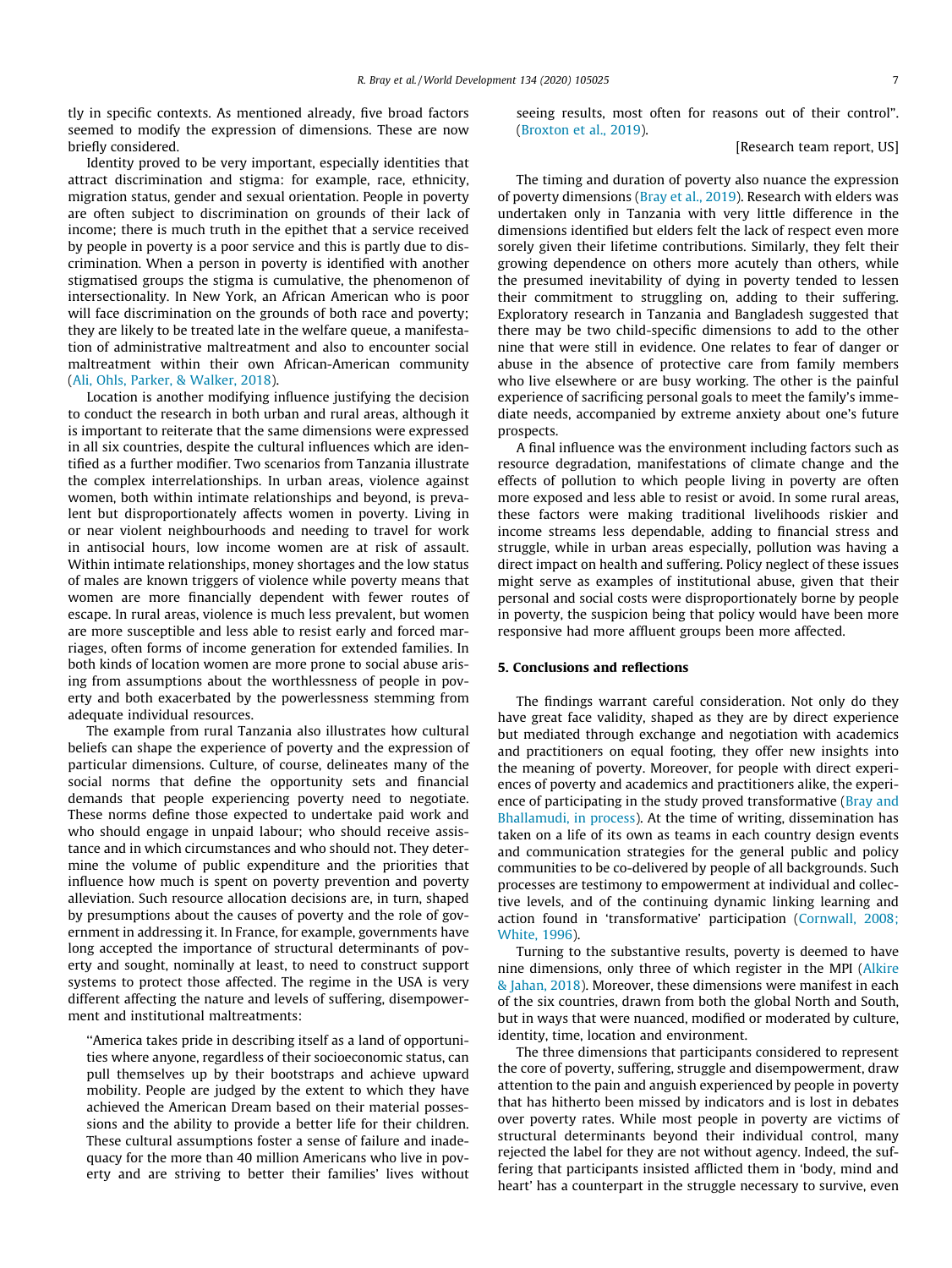tly in specific contexts. As mentioned already, five broad factors seemed to modify the expression of dimensions. These are now briefly considered.

Identity proved to be very important, especially identities that attract discrimination and stigma: for example, race, ethnicity, migration status, gender and sexual orientation. People in poverty are often subject to discrimination on grounds of their lack of income; there is much truth in the epithet that a service received by people in poverty is a poor service and this is partly due to discrimination. When a person in poverty is identified with another stigmatised groups the stigma is cumulative, the phenomenon of intersectionality. In New York, an African American who is poor will face discrimination on the grounds of both race and poverty; they are likely to be treated late in the welfare queue, a manifestation of administrative maltreatment and also to encounter social maltreatment within their own African-American community (Ali, Ohls, Parker, & Walker, 2018).

Location is another modifying influence justifying the decision to conduct the research in both urban and rural areas, although it is important to reiterate that the same dimensions were expressed in all six countries, despite the cultural influences which are identified as a further modifier. Two scenarios from Tanzania illustrate the complex interrelationships. In urban areas, violence against women, both within intimate relationships and beyond, is prevalent but disproportionately affects women in poverty. Living in or near violent neighbourhoods and needing to travel for work in antisocial hours, low income women are at risk of assault. Within intimate relationships, money shortages and the low status of males are known triggers of violence while poverty means that women are more financially dependent with fewer routes of escape. In rural areas, violence is much less prevalent, but women are more susceptible and less able to resist early and forced marriages, often forms of income generation for extended families. In both kinds of location women are more prone to social abuse arising from assumptions about the worthlessness of people in poverty and both exacerbated by the powerlessness stemming from adequate individual resources.

The example from rural Tanzania also illustrates how cultural beliefs can shape the experience of poverty and the expression of particular dimensions. Culture, of course, delineates many of the social norms that define the opportunity sets and financial demands that people experiencing poverty need to negotiate. These norms define those expected to undertake paid work and who should engage in unpaid labour; who should receive assistance and in which circumstances and who should not. They determine the volume of public expenditure and the priorities that influence how much is spent on poverty prevention and poverty alleviation. Such resource allocation decisions are, in turn, shaped by presumptions about the causes of poverty and the role of government in addressing it. In France, for example, governments have long accepted the importance of structural determinants of poverty and sought, nominally at least, to need to construct support systems to protect those affected. The regime in the USA is very different affecting the nature and levels of suffering, disempowerment and institutional maltreatments:

> "America takes pride in describing itself as a land of opportunities where anyone, regardless of their socioeconomic status, can pull themselves up by their bootstraps and achieve upward mobility. People are judged by the extent to which they have achieved the American Dream based on their material possessions and the ability to provide a better life for their children. These cultural assumptions foster a sense of failure and inadequacy for the more than 40 million Americans who live in poverty and are striving to better their families' lives without seeing results, most often for reasons out of their control". (Broxton et al., 2019).
>
> [Research team report, US]

The timing and duration of poverty also nuance the expression of poverty dimensions (Bray et al., 2019). Research with elders was undertaken only in Tanzania with very little difference in the dimensions identified but elders felt the lack of respect even more sorely given their lifetime contributions. Similarly, they felt their growing dependence on others more acutely than others, while the presumed inevitability of dying in poverty tended to lessen their commitment to struggling on, adding to their suffering. Exploratory research in Tanzania and Bangladesh suggested that there may be two child-specific dimensions to add to the other nine that were still in evidence. One relates to fear of danger or abuse in the absence of protective care from family members who live elsewhere or are busy working. The other is the painful experience of sacrificing personal goals to meet the family's immediate needs, accompanied by extreme anxiety about one's future prospects.

A final influence was the environment including factors such as resource degradation, manifestations of climate change and the effects of pollution to which people living in poverty are often more exposed and less able to resist or avoid. In some rural areas, these factors were making traditional livelihoods riskier and income streams less dependable, adding to financial stress and struggle, while in urban areas especially, pollution was having a direct impact on health and suffering. Policy neglect of these issues might serve as examples of institutional abuse, given that their personal and social costs were disproportionately borne by people in poverty, the suspicion being that policy would have been more responsive had more affluent groups been more affected.

## 5. Conclusions and reflections

The findings warrant careful consideration. Not only do they have great face validity, shaped as they are by direct experience but mediated through exchange and negotiation with academics and practitioners on equal footing, they offer new insights into the meaning of poverty. Moreover, for people with direct experiences of poverty and academics and practitioners alike, the experience of participating in the study proved transformative (Bray and Bhallamudi, in process). At the time of writing, dissemination has taken on a life of its own as teams in each country design events and communication strategies for the general public and policy communities to be co-delivered by people of all backgrounds. Such processes are testimony to empowerment at individual and collective levels, and of the continuing dynamic linking learning and action found in 'transformative' participation (Cornwall, 2008; White, 1996).

Turning to the substantive results, poverty is deemed to have nine dimensions, only three of which register in the MPI (Alkire & Jahan, 2018). Moreover, these dimensions were manifest in each of the six countries, drawn from both the global North and South, but in ways that were nuanced, modified or moderated by culture, identity, time, location and environment.

The three dimensions that participants considered to represent the core of poverty, suffering, struggle and disempowerment, draw attention to the pain and anguish experienced by people in poverty that has hitherto been missed by indicators and is lost in debates over poverty rates. While most people in poverty are victims of structural determinants beyond their individual control, many rejected the label for they are not without agency. Indeed, the suffering that participants insisted afflicted them in 'body, mind and heart' has a counterpart in the struggle necessary to survive, even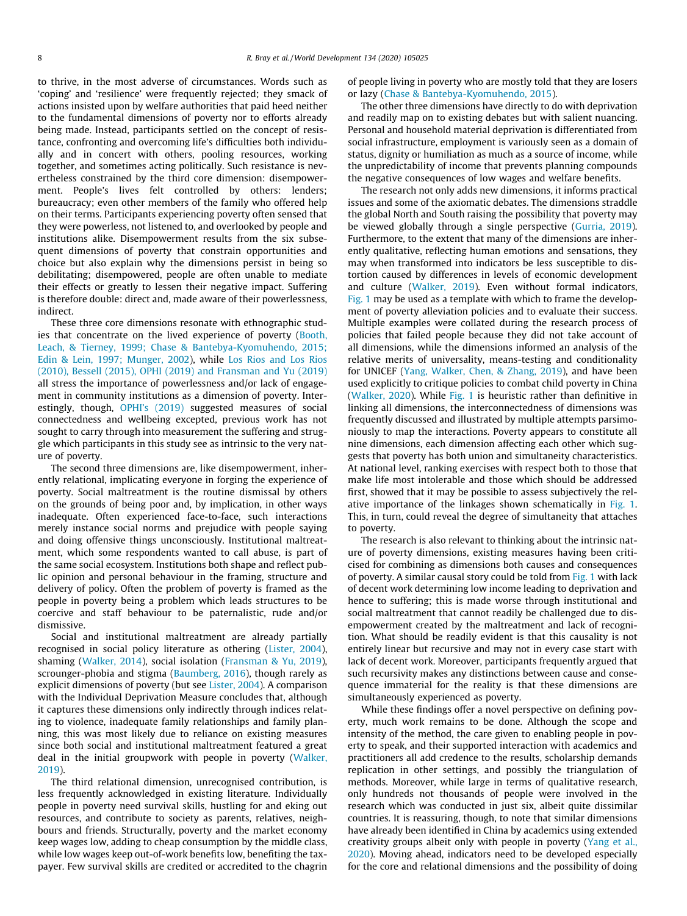to thrive, in the most adverse of circumstances. Words such as 'coping' and 'resilience' were frequently rejected; they smack of actions insisted upon by welfare authorities that paid heed neither to the fundamental dimensions of poverty nor to efforts already being made. Instead, participants settled on the concept of resistance, confronting and overcoming life's difficulties both individually and in concert with others, pooling resources, working together, and sometimes acting politically. Such resistance is nevertheless constrained by the third core dimension: disempowerment. People's lives felt controlled by others: lenders; bureaucracy; even other members of the family who offered help on their terms. Participants experiencing poverty often sensed that they were powerless, not listened to, and overlooked by people and institutions alike. Disempowerment results from the six subsequent dimensions of poverty that constrain opportunities and choice but also explain why the dimensions persist in being so debilitating; disempowered, people are often unable to mediate their effects or greatly to lessen their negative impact. Suffering is therefore double: direct and, made aware of their powerlessness, indirect.

These three core dimensions resonate with ethnographic studies that concentrate on the lived experience of poverty (Booth, Leach, & Tierney, 1999; Chase & Bantebya-Kyomuhendo, 2015; Edin & Lein, 1997; Munger, 2002), while Los Rios and Los Rios (2010), Bessell (2015), OPHI (2019) and Fransman and Yu (2019) all stress the importance of powerlessness and/or lack of engagement in community institutions as a dimension of poverty. Interestingly, though, OPHI's (2019) suggested measures of social connectedness and wellbeing excepted, previous work has not sought to carry through into measurement the suffering and struggle which participants in this study see as intrinsic to the very nature of poverty.

The second three dimensions are, like disempowerment, inherently relational, implicating everyone in forging the experience of poverty. Social maltreatment is the routine dismissal by others on the grounds of being poor and, by implication, in other ways inadequate. Often experienced face-to-face, such interactions merely instance social norms and prejudice with people saying and doing offensive things unconsciously. Institutional maltreatment, which some respondents wanted to call abuse, is part of the same social ecosystem. Institutions both shape and reflect public opinion and personal behaviour in the framing, structure and delivery of policy. Often the problem of poverty is framed as the people in poverty being a problem which leads structures to be coercive and staff behaviour to be paternalistic, rude and/or dismissive.

Social and institutional maltreatment are already partially recognised in social policy literature as othering (Lister, 2004), shaming (Walker, 2014), social isolation (Fransman & Yu, 2019), scrounger-phobia and stigma (Baumberg, 2016), though rarely as explicit dimensions of poverty (but see Lister, 2004). A comparison with the Individual Deprivation Measure concludes that, although it captures these dimensions only indirectly through indices relating to violence, inadequate family relationships and family planning, this was most likely due to reliance on existing measures since both social and institutional maltreatment featured a great deal in the initial groupwork with people in poverty (Walker, 2019).

The third relational dimension, unrecognised contribution, is less frequently acknowledged in existing literature. Individually people in poverty need survival skills, hustling for and eking out resources, and contribute to society as parents, relatives, neighbours and friends. Structurally, poverty and the market economy keep wages low, adding to cheap consumption by the middle class, while low wages keep out-of-work benefits low, benefiting the taxpayer. Few survival skills are credited or accredited to the chagrin of people living in poverty who are mostly told that they are losers or lazy (Chase & Bantebya-Kyomuhendo, 2015).

The other three dimensions have directly to do with deprivation and readily map on to existing debates but with salient nuancing. Personal and household material deprivation is differentiated from social infrastructure, employment is variously seen as a domain of status, dignity or humiliation as much as a source of income, while the unpredictability of income that prevents planning compounds the negative consequences of low wages and welfare benefits.

The research not only adds new dimensions, it informs practical issues and some of the axiomatic debates. The dimensions straddle the global North and South raising the possibility that poverty may be viewed globally through a single perspective (Gurria, 2019). Furthermore, to the extent that many of the dimensions are inherently qualitative, reflecting human emotions and sensations, they may when transformed into indicators be less susceptible to distortion caused by differences in levels of economic development and culture (Walker, 2019). Even without formal indicators, Fig. 1 may be used as a template with which to frame the development of poverty alleviation policies and to evaluate their success. Multiple examples were collated during the research process of policies that failed people because they did not take account of all dimensions, while the dimensions informed an analysis of the relative merits of universality, means-testing and conditionality for UNICEF (Yang, Walker, Chen, & Zhang, 2019), and have been used explicitly to critique policies to combat child poverty in China (Walker, 2020). While Fig. 1 is heuristic rather than definitive in linking all dimensions, the interconnectedness of dimensions was frequently discussed and illustrated by multiple attempts parsimoniously to map the interactions. Poverty appears to constitute all nine dimensions, each dimension affecting each other which suggests that poverty has both union and simultaneity characteristics. At national level, ranking exercises with respect both to those that make life most intolerable and those which should be addressed first, showed that it may be possible to assess subjectively the relative importance of the linkages shown schematically in Fig. 1. This, in turn, could reveal the degree of simultaneity that attaches to poverty.

The research is also relevant to thinking about the intrinsic nature of poverty dimensions, existing measures having been criticised for combining as dimensions both causes and consequences of poverty. A similar causal story could be told from Fig. 1 with lack of decent work determining low income leading to deprivation and hence to suffering; this is made worse through institutional and social maltreatment that cannot readily be challenged due to disempowerment created by the maltreatment and lack of recognition. What should be readily evident is that this causality is not entirely linear but recursive and may not in every case start with lack of decent work. Moreover, participants frequently argued that such recursivity makes any distinctions between cause and consequence immaterial for the reality is that these dimensions are simultaneously experienced as poverty.

While these findings offer a novel perspective on defining poverty, much work remains to be done. Although the scope and intensity of the method, the care given to enabling people in poverty to speak, and their supported interaction with academics and practitioners all add credence to the results, scholarship demands replication in other settings, and possibly the triangulation of methods. Moreover, while large in terms of qualitative research, only hundreds not thousands of people were involved in the research which was conducted in just six, albeit quite dissimilar countries. It is reassuring, though, to note that similar dimensions have already been identified in China by academics using extended creativity groups albeit only with people in poverty (Yang et al., 2020). Moving ahead, indicators need to be developed especially for the core and relational dimensions and the possibility of doing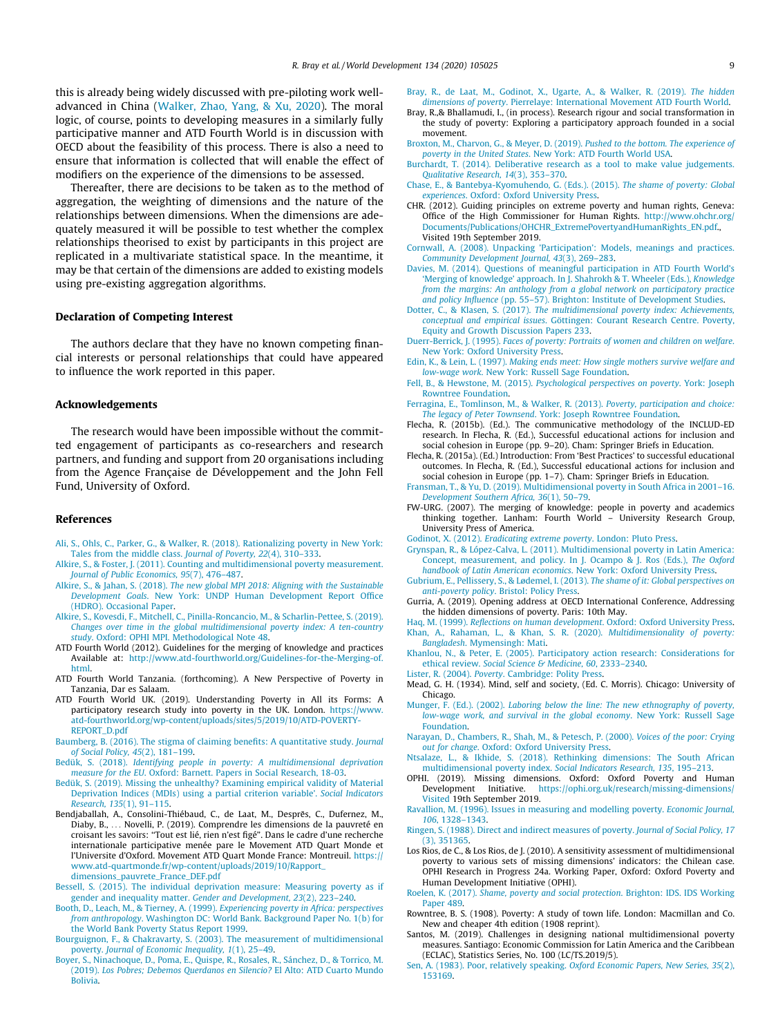this is already being widely discussed with pre-piloting work well-advanced in China (Walker, Zhao, Yang, & Xu, 2020). The moral logic, of course, points to developing measures in a similarly fully participative manner and ATD Fourth World is in discussion with OECD about the feasibility of this process. There is also a need to ensure that information is collected that will enable the effect of modifiers on the experience of the dimensions to be assessed.

Thereafter, there are decisions to be taken as to the method of aggregation, the weighting of dimensions and the nature of the relationships between dimensions. When the dimensions are adequately measured it will be possible to test whether the complex relationships theorised to exist by participants in this project are replicated in a multivariate statistical space. In the meantime, it may be that certain of the dimensions are added to existing models using pre-existing aggregation algorithms.

## Declaration of Competing Interest

The authors declare that they have no known competing financial interests or personal relationships that could have appeared to influence the work reported in this paper.

## Acknowledgements

The research would have been impossible without the committed engagement of participants as co-researchers and research partners, and funding and support from 20 organisations including from the Agence Française de Développement and the John Fell Fund, University of Oxford.

## References

Ali, S., Ohls, C., Parker, G., & Walker, R. (2018). Rationalizing poverty in New York: Tales from the middle class. *Journal of Poverty, 22*(4), 310–333.

Alkire, S., & Foster, J. (2011). Counting and multidimensional poverty measurement. *Journal of Public Economics, 95*(7), 476–487.

Alkire, S., & Jahan, S. (2018). *The new global MPI 2018: Aligning with the Sustainable Development Goals*. New York: UNDP Human Development Report Office (HDRO). Occasional Paper.

Alkire, S., Kovesdi, F., Mitchell, C., Pinilla-Roncancio, M., & Scharlin-Pettee, S. (2019). *Changes over time in the global multidimensional poverty index: A ten-country study*. Oxford: OPHI MPI. Methodological Note 48.

ATD Fourth World (2012). Guidelines for the merging of knowledge and practices Available at: http://www.atd-fourthworld.org/Guidelines-for-the-Merging-of.html.

ATD Fourth World Tanzania. (forthcoming). A New Perspective of Poverty in Tanzania, Dar es Salaam.

ATD Fourth World UK. (2019). Understanding Poverty in All its Forms: A participatory research study into poverty in the UK. London. https://www.atd-fourthworld.org/wp-content/uploads/sites/5/2019/10/ATD-POVERTY-REPORT_D.pdf

Baumberg, B. (2016). The stigma of claiming benefits: A quantitative study. *Journal of Social Policy, 45*(2), 181–199.

Bedük, S. (2018). *Identifying people in poverty: A multidimensional deprivation measure for the EU*. Oxford: Barnett. Papers in Social Research, 18-03.

Bedük, S. (2019). Missing the unhealthy? Examining empirical validity of Material Deprivation Indices (MDIs) using a partial criterion variable'. *Social Indicators Research, 135*(1), 91–115.

Bendjaballah, A., Consolini-Thiébaud, C., de Laat, M., Desprēs, C., Dufernez, M., Diaby, B., ... Novelli, P. (2019). Comprendre les dimensions de la pauvreté en croisant les savoirs: "Tout est lié, rien n'est figé". Dans le cadre d'une recherche internationale participative menée pare le Movement ATD Quart Monde et l'Universite d'Oxford. Movement ATD Quart Monde France: Montreuil. https://www.atd-quartmonde.fr/wp-content/uploads/2019/10/Rapport_dimensions_pauvrete_France_DEF.pdf

Bessell, S. (2015). The individual deprivation measure: Measuring poverty as if gender and inequality matter. *Gender and Development, 23*(2), 223–240.

Booth, D., Leach, M., & Tierney, A. (1999). *Experiencing poverty in Africa: perspectives from anthropology*. Washington DC: World Bank. Background Paper No. 1(b) for the World Bank Poverty Status Report 1999.

Bourguignon, F., & Chakravarty, S. (2003). The measurement of multidimensional poverty. *Journal of Economic Inequality, 1*(1), 25–49.

Boyer, S., Ninachoque, D., Poma, E., Quispe, R., Rosales, R., Sánchez, D., & Torrico, M. (2019). *Los Pobres; Debemos Querdanos en Silencio?* El Alto: ATD Cuarto Mundo Bolivia.

Bray, R., de Laat, M., Godinot, X., Ugarte, A., & Walker, R. (2019). *The hidden dimensions of poverty*. Pierrelaye: International Movement ATD Fourth World.

Bray, R.,& Bhallamudi, I., (in process). Research rigour and social transformation in the study of poverty: Exploring a participatory approach founded in a social movement.

Broxton, M., Charvon, G., & Meyer, D. (2019). *Pushed to the bottom. The experience of poverty in the United States*. New York: ATD Fourth World USA.

Burchardt, T. (2014). Deliberative research as a tool to make value judgements. *Qualitative Research, 14*(3), 353–370.

Chase, E., & Bantebya-Kyomuhendo, G. (Eds.). (2015). *The shame of poverty: Global experiences*. Oxford: Oxford University Press.

CHR. (2012). Guiding principles on extreme poverty and human rights, Geneva: Office of the High Commissioner for Human Rights. http://www.ohchr.org/Documents/Publications/OHCHR_ExtremePovertyandHumanRights_EN.pdf., Visited 19th September 2019.

Cornwall, A. (2008). Unpacking 'Participation': Models, meanings and practices. *Community Development Journal, 43*(3), 269–283.

Davies, M. (2014). Questions of meaningful participation in ATD Fourth World's 'Merging of knowledge' approach. In J. Shahrokh & T. Wheeler (Eds.), *Knowledge from the margins: An anthology from a global network on participatory practice and policy Influence* (pp. 55–57). Brighton: Institute of Development Studies.

Dotter, C., & Klasen, S. (2017). *The multidimensional poverty index: Achievements, conceptual and empirical issues*. Göttingen: Courant Research Centre. Poverty, Equity and Growth Discussion Papers 233.

Duerr-Berrick, J. (1995). *Faces of poverty: Portraits of women and children on welfare*. New York: Oxford University Press.

Edin, K., & Lein, L. (1997). *Making ends meet: How single mothers survive welfare and low-wage work*. New York: Russell Sage Foundation.

Fell, B., & Hewstone, M. (2015). *Psychological perspectives on poverty*. York: Joseph Rowntree Foundation.

Ferragina, E., Tomlinson, M., & Walker, R. (2013). *Poverty, participation and choice: The legacy of Peter Townsend*. York: Joseph Rowntree Foundation.

Flecha, R. (2015b). (Ed.). The communicative methodology of the INCLUD-ED research. In Flecha, R. (Ed.), Successful educational actions for inclusion and social cohesion in Europe (pp. 9–20). Cham: Springer Briefs in Education.

Flecha, R. (2015a). (Ed.) Introduction: From 'Best Practices' to successful educational outcomes. In Flecha, R. (Ed.), Successful educational actions for inclusion and social cohesion in Europe (pp. 1–7). Cham: Springer Briefs in Education.

Fransman, T., & Yu, D. (2019). Multidimensional poverty in South Africa in 2001–16. *Development Southern Africa, 36*(1), 50–79.

FW-URG. (2007). The merging of knowledge: people in poverty and academics thinking together. Lanham: Fourth World – University Research Group, University Press of America.

Godinot, X. (2012). *Eradicating extreme poverty*. London: Pluto Press.

Grynspan, R., & López-Calva, L. (2011). Multidimensional poverty in Latin America: Concept, measurement, and policy. In J. Ocampo & J. Ros (Eds.), *The Oxford handbook of Latin American economics*. New York: Oxford University Press.

Gubrium, E., Pellissery, S., & Lødemel, I. (2013). *The shame of it: Global perspectives on anti-poverty policy*. Bristol: Policy Press.

Gurria, A. (2019). Opening address at OECD International Conference, Addressing the hidden dimensions of poverty. Paris: 10th May.

Haq, M. (1999). *Reflections on human development*. Oxford: Oxford University Press.

Khan, A., Rahaman, L., & Khan, S. R. (2020). *Multidimensionality of poverty: Bangladesh*. Mymensingh: Mati.

Khanlou, N., & Peter, E. (2005). Participatory action research: Considerations for ethical review. *Social Science & Medicine, 60*, 2333–2340.

Lister, R. (2004). *Poverty*. Cambridge: Polity Press.

Mead, G. H. (1934). Mind, self and society, (Ed. C. Morris). Chicago: University of Chicago.

Munger, F. (Ed.). (2002). *Laboring below the line: The new ethnography of poverty, low-wage work, and survival in the global economy*. New York: Russell Sage Foundation.

Narayan, D., Chambers, R., Shah, M., & Petesch, P. (2000). *Voices of the poor: Crying out for change*. Oxford: Oxford University Press.

Ntsalaze, L., & Ikhide, S. (2018). Rethinking dimensions: The South African multidimensional poverty index. *Social Indicators Research, 135*, 195–213.

OPHI. (2019). Missing dimensions. Oxford: Oxford Poverty and Human Development Initiative. https://ophi.org.uk/research/missing-dimensions/ Visited 19th September 2019.

Ravallion, M. (1996). Issues in measuring and modelling poverty. *Economic Journal, 106*, 1328–1343.

Ringen, S. (1988). Direct and indirect measures of poverty. *Journal of Social Policy, 17* (3), 351365.

Los Rios, de C., & Los Rios, de J. (2010). A sensitivity assessment of multidimensional poverty to various sets of missing dimensions' indicators: the Chilean case. OPHI Research in Progress 24a. Working Paper, Oxford: Oxford Poverty and Human Development Initiative (OPHI).

Roelen, K. (2017). *Shame, poverty and social protection*. Brighton: IDS. IDS Working Paper 489.

Rowntree, B. S. (1908). Poverty: A study of town life. London: Macmillan and Co. New and cheaper 4th edition (1908 reprint).

Santos, M. (2019). Challenges in designing national multidimensional poverty measures. Santiago: Economic Commission for Latin America and the Caribbean (ECLAC), Statistics Series, No. 100 (LC/TS.2019/5).

Sen, A. (1983). Poor, relatively speaking. *Oxford Economic Papers, New Series, 35*(2), 153169.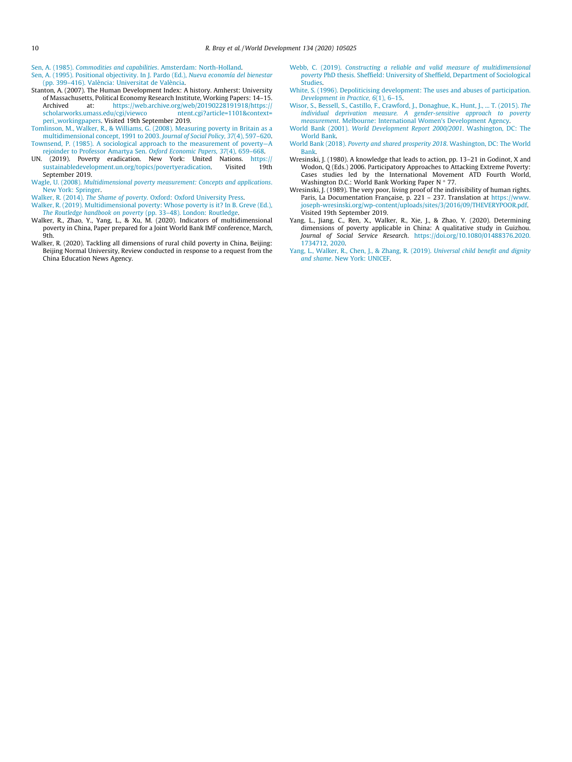Sen, A. (1985). *Commodities and capabilities*. Amsterdam: North-Holland.

Sen, A. (1995). Positional objectivity. In J. Pardo (Ed.), *Nueva economía del bienestar* (pp. 399–416). València: Universitat de València.

Stanton, A. (2007). The Human Development Index: A history. Amherst: University of Massachusetts, Political Economy Research Institute, Working Papers: 14–15. Archived at: https://web.archive.org/web/20190228191918/https://scholarworks.umass.edu/cgi/viewcontent.cgi?article=1101&context=peri_workingpapers. Visited 19th September 2019.

Tomlinson, M., Walker, R., & Williams, G. (2008). Measuring poverty in Britain as a multidimensional concept, 1991 to 2003. *Journal of Social Policy, 37*(4), 597–620.

Townsend, P. (1985). A sociological approach to the measurement of poverty—A rejoinder to Professor Amartya Sen. *Oxford Economic Papers, 37*(4), 659–668.

UN. (2019). Poverty eradication. New York: United Nations. https://sustainabledevelopment.un.org/topics/povertyeradication. Visited 19th September 2019.

Wagle, U. (2008). *Multidimensional poverty measurement: Concepts and applications*. New York: Springer.

Walker, R. (2014). *The Shame of poverty*. Oxford: Oxford University Press.

Walker, R. (2019). Multidimensional poverty: Whose poverty is it? In B. Greve (Ed.), *The Routledge handbook on poverty* (pp. 33–48). London: Routledge.

Walker, R., Zhao, Y., Yang, L., & Xu, M. (2020). Indicators of multidimensional poverty in China, Paper prepared for a Joint World Bank IMF conference, March, 9th.

Walker, R. (2020). Tackling all dimensions of rural child poverty in China, Beijing: Beijing Normal University, Review conducted in response to a request from the China Education News Agency.

Webb, C. (2019). *Constructing a reliable and valid measure of multidimensional poverty* PhD thesis. Sheffield: University of Sheffield, Department of Sociological Studies.

White, S. (1996). Depoliticising development: The uses and abuses of participation. *Development in Practice, 6*(1), 6–15.

Wisor, S., Bessell, S., Castillo, F., Crawford, J., Donaghue, K., Hunt, J., ... T. (2015). *The individual deprivation measure. A gender-sensitive approach to poverty measurement*. Melbourne: International Women's Development Agency.

World Bank (2001). *World Development Report 2000/2001*. Washington, DC: The World Bank.

World Bank (2018). *Poverty and shared prosperity 2018*. Washington, DC: The World Bank.

Wresinski, J. (1980). A knowledge that leads to action, pp. 13–21 in Godinot, X and Wodon, Q (Eds.) 2006. Participatory Approaches to Attacking Extreme Poverty: Cases studies led by the International Movement ATD Fourth World, Washington D.C.: World Bank Working Paper N ° 77.

Wresinski, J. (1989). The very poor, living proof of the indivisibility of human rights. Paris, La Documentation Française, p. 221 – 237. Translation at https://www.joseph-wresinski.org/wp-content/uploads/sites/3/2016/09/THEVERYPOOR.pdf. Visited 19th September 2019.

Yang, L., Jiang, C., Ren, X., Walker, R., Xie, J., & Zhao, Y. (2020). Determining dimensions of poverty applicable in China: A qualitative study in Guizhou. *Journal of Social Service Research*. https://doi.org/10.1080/01488376.2020.1734712, 2020.

Yang, L., Walker, R., Chen, J., & Zhang, R. (2019). *Universal child benefit and dignity and shame*. New York: UNICEF.